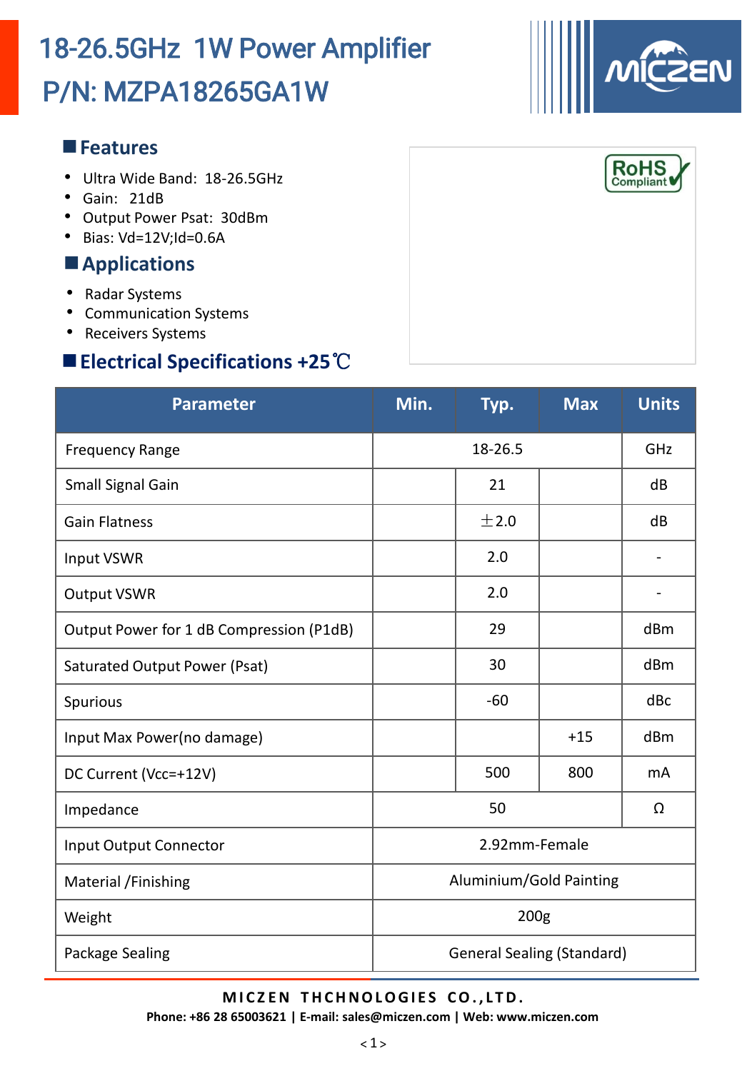# 18-26.5GHz 1W Power Amplifier

# P/N: MZPA18265GA1W

## Features

- Ultra Wide Band: 18-26.5GHz
- Gain: 21dB
- Output Power Psat: 30dBm
- Bias: Vd=12V;Id=0.6A

## Applications

- Radar Systems
- Communication Systems
- Receivers Systems

## Electrical Specifications +25℃

| Parameter | Min. | Typ. | Max | Units |
|---|---|---|---|---|
| Frequency Range | | 18-26.5 | | GHz |
| Small Signal Gain | | 21 | | dB |
| Gain Flatness | | ±2.0 | | dB |
| Input VSWR | | 2.0 | | - |
| Output VSWR | | 2.0 | | - |
| Output Power for 1 dB Compression (P1dB) | | 29 | | dBm |
| Saturated Output Power (Psat) | | 30 | | dBm |
| Spurious | | -60 | | dBc |
| Input Max Power(no damage) | | | +15 | dBm |
| DC Current (Vcc=+12V) | | 500 | 800 | mA |
| Impedance | | 50 | | Ω |
| Input Output Connector | | 2.92mm-Female | | |
| Material /Finishing | | Aluminium/Gold Painting | | |
| Weight | | 200g | | |
| Package Sealing | | General Sealing (Standard) | | |

**MICZEN THCHNOLOGIES CO.,LTD.**
**Phone: +86 28 65003621 | E-mail: sales@miczen.com | Web: www.miczen.com**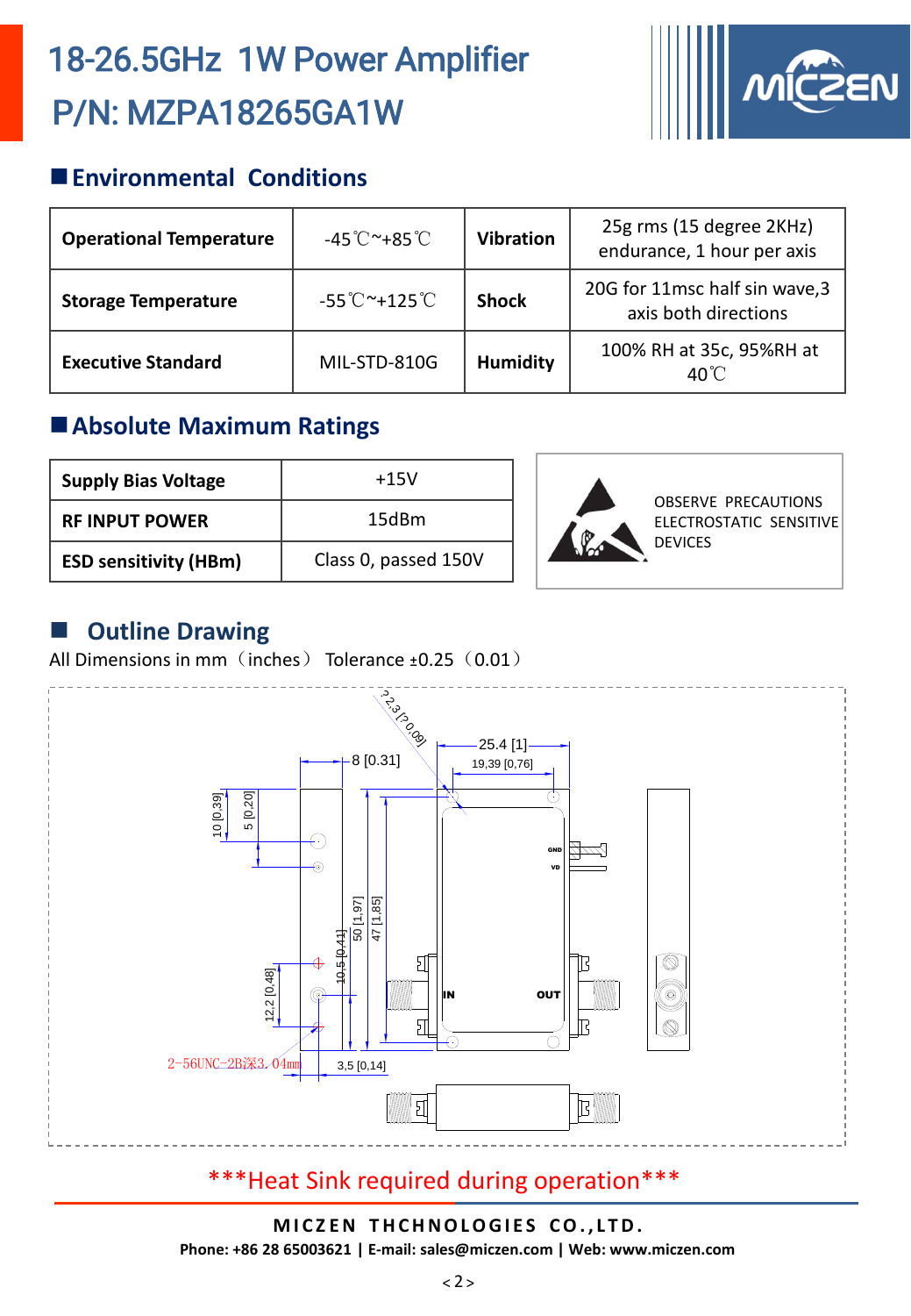# 18-26.5GHz 1W Power Amplifier
# P/N: MZPA18265GA1W

## Environmental Conditions

| | | | |
|---|---|---|---|
| **Operational Temperature** | -45℃~+85℃ | **Vibration** | 25g rms (15 degree 2KHz) endurance, 1 hour per axis |
| **Storage Temperature** | -55℃~+125℃ | **Shock** | 20G for 11msc half sin wave,3 axis both directions |
| **Executive Standard** | MIL-STD-810G | **Humidity** | 100% RH at 35c, 95%RH at 40℃ |

## Absolute Maximum Ratings

| | |
|---|---|
| **Supply Bias Voltage** | +15V |
| **RF INPUT POWER** | 15dBm |
| **ESD sensitivity (HBm)** | Class 0, passed 150V |

OBSERVE PRECAUTIONS ELECTROSTATIC SENSITIVE DEVICES

## Outline Drawing

All Dimensions in mm（inches） Tolerance ±0.25（0.01）

?2,3 [?0,09]
25.4 [1]
19,39 [0,76]
8 [0.31]
10 [0,39]
5 [0,20]
GND
VD
50 [1,97]
47 [1,85]
10,5 [0,41]
12,2 [0,48]
IN
OUT
2-56UNC-2B深3.04mm
3,5 [0,14]

***Heat Sink required during operation***